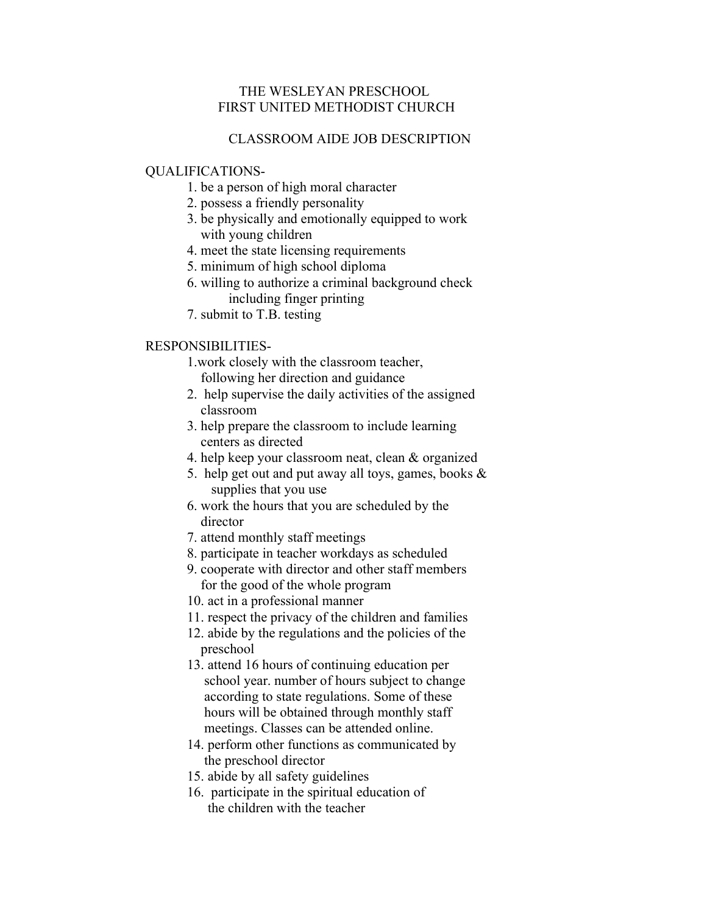# THE WESLEYAN PRESCHOOL
# FIRST UNITED METHODIST CHURCH

## CLASSROOM AIDE JOB DESCRIPTION

QUALIFICATIONS-

1. be a person of high moral character
2. possess a friendly personality
3. be physically and emotionally equipped to work with young children
4. meet the state licensing requirements
5. minimum of high school diploma
6. willing to authorize a criminal background check including finger printing
7. submit to T.B. testing

RESPONSIBILITIES-

1. work closely with the classroom teacher, following her direction and guidance
2. help supervise the daily activities of the assigned classroom
3. help prepare the classroom to include learning centers as directed
4. help keep your classroom neat, clean & organized
5. help get out and put away all toys, games, books & supplies that you use
6. work the hours that you are scheduled by the director
7. attend monthly staff meetings
8. participate in teacher workdays as scheduled
9. cooperate with director and other staff members for the good of the whole program
10. act in a professional manner
11. respect the privacy of the children and families
12. abide by the regulations and the policies of the preschool
13. attend 16 hours of continuing education per school year. number of hours subject to change according to state regulations. Some of these hours will be obtained through monthly staff meetings. Classes can be attended online.
14. perform other functions as communicated by the preschool director
15. abide by all safety guidelines
16. participate in the spiritual education of the children with the teacher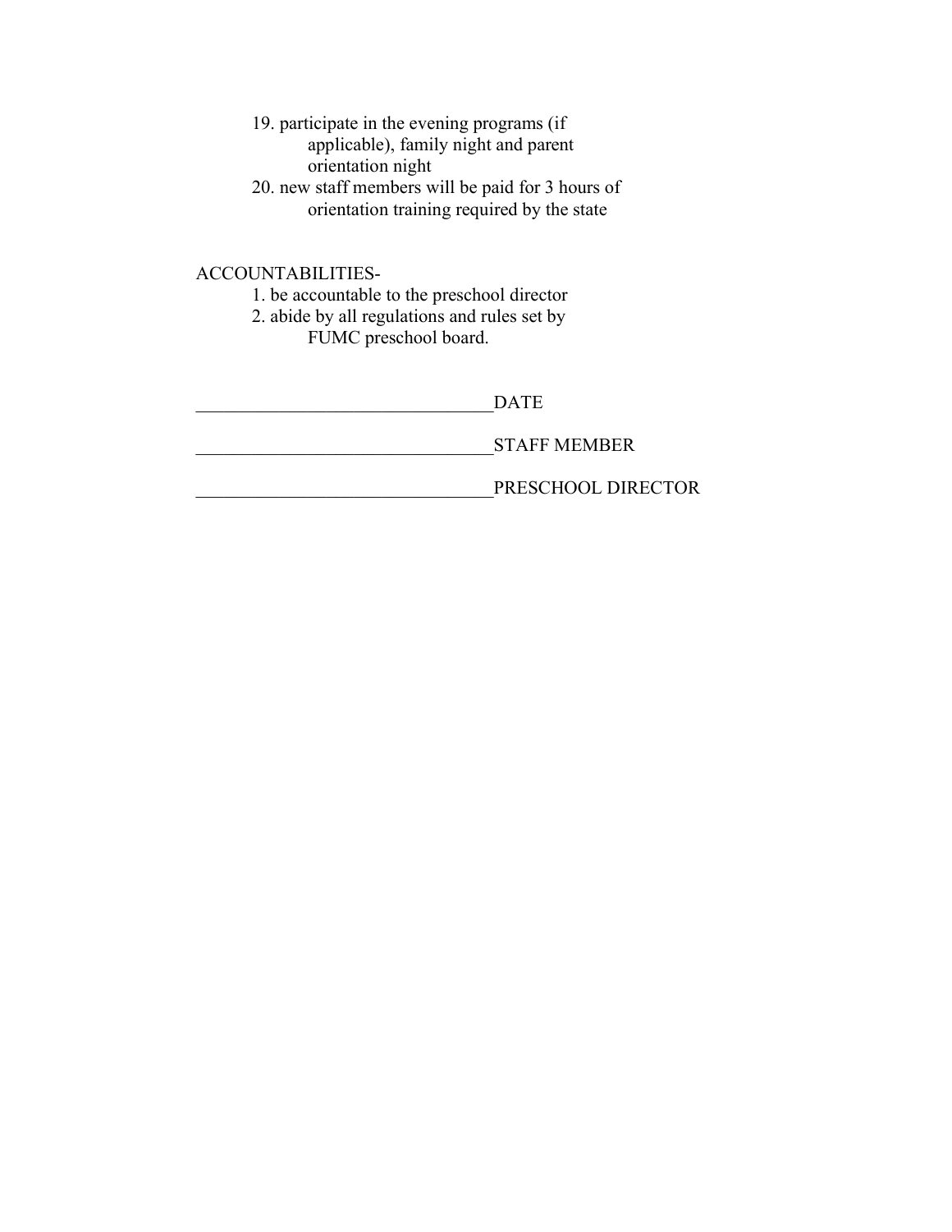19. participate in the evening programs (if applicable), family night and parent orientation night
20. new staff members will be paid for 3 hours of orientation training required by the state

ACCOUNTABILITIES-

1. be accountable to the preschool director
2. abide by all regulations and rules set by FUMC preschool board.

________________________________DATE

________________________________STAFF MEMBER

________________________________PRESCHOOL DIRECTOR